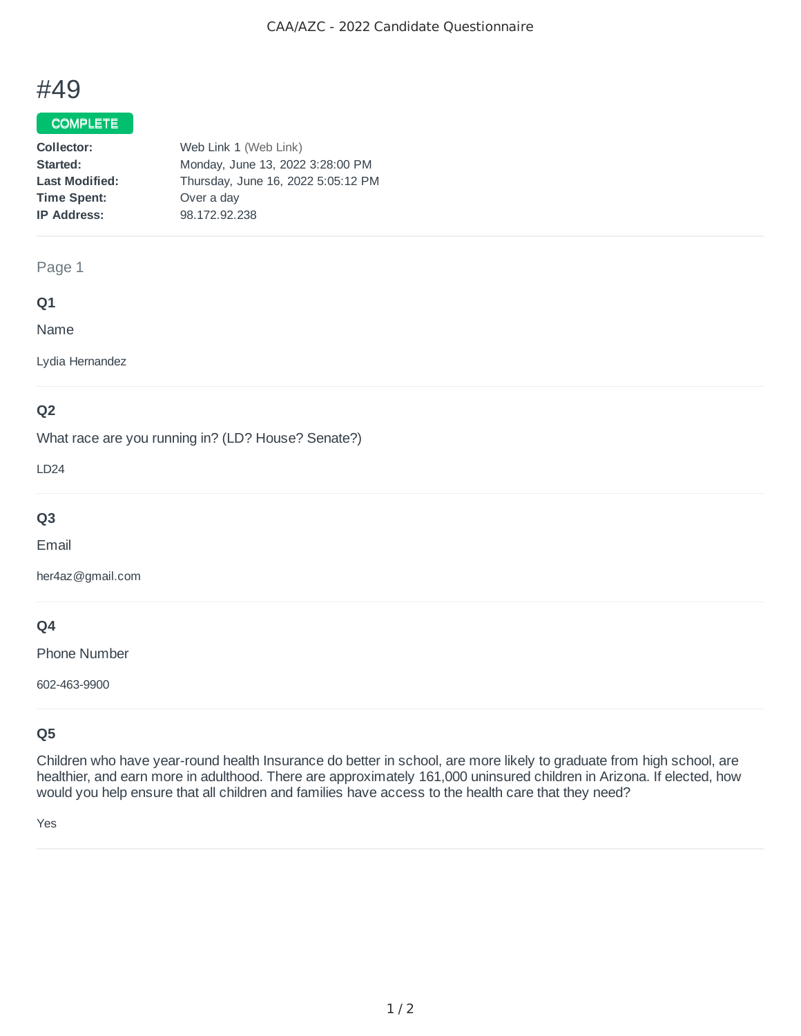# #49

COMPLETE

**Collector:** Web Link 1 (Web Link)
**Started:** Monday, June 13, 2022 3:28:00 PM
**Last Modified:** Thursday, June 16, 2022 5:05:12 PM
**Time Spent:** Over a day
**IP Address:** 98.172.92.238

---

Page 1

### Q1

Name

Lydia Hernandez

---

### Q2

What race are you running in? (LD? House? Senate?)

LD24

---

### Q3

Email

her4az@gmail.com

---

### Q4

Phone Number

602-463-9900

---

### Q5

Children who have year-round health Insurance do better in school, are more likely to graduate from high school, are healthier, and earn more in adulthood. There are approximately 161,000 uninsured children in Arizona. If elected, how would you help ensure that all children and families have access to the health care that they need?

Yes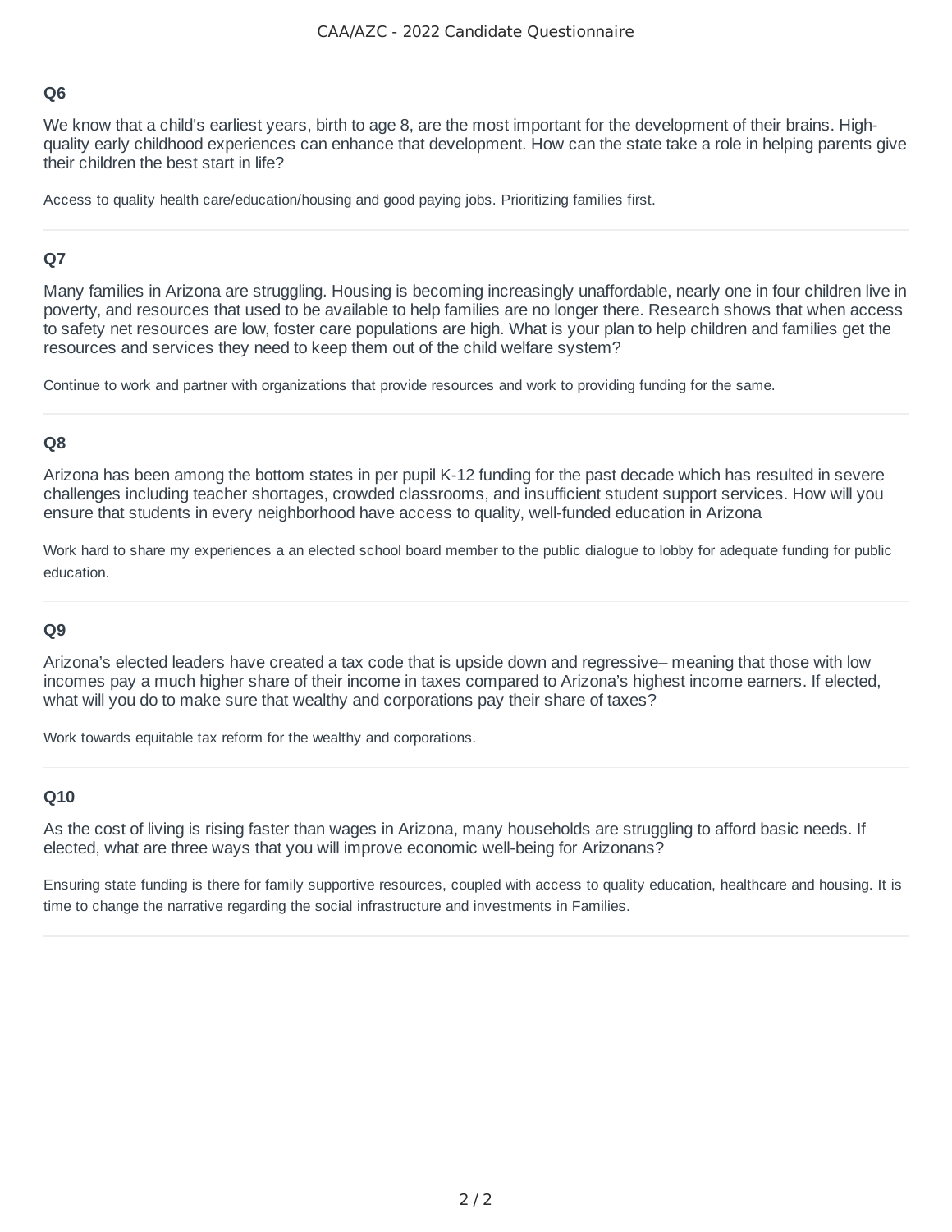**Q6**

We know that a child's earliest years, birth to age 8, are the most important for the development of their brains. High-quality early childhood experiences can enhance that development. How can the state take a role in helping parents give their children the best start in life?

Access to quality health care/education/housing and good paying jobs. Prioritizing families first.

---

**Q7**

Many families in Arizona are struggling. Housing is becoming increasingly unaffordable, nearly one in four children live in poverty, and resources that used to be available to help families are no longer there. Research shows that when access to safety net resources are low, foster care populations are high. What is your plan to help children and families get the resources and services they need to keep them out of the child welfare system?

Continue to work and partner with organizations that provide resources and work to providing funding for the same.

---

**Q8**

Arizona has been among the bottom states in per pupil K-12 funding for the past decade which has resulted in severe challenges including teacher shortages, crowded classrooms, and insufficient student support services. How will you ensure that students in every neighborhood have access to quality, well-funded education in Arizona

Work hard to share my experiences a an elected school board member to the public dialogue to lobby for adequate funding for public education.

---

**Q9**

Arizona's elected leaders have created a tax code that is upside down and regressive– meaning that those with low incomes pay a much higher share of their income in taxes compared to Arizona's highest income earners. If elected, what will you do to make sure that wealthy and corporations pay their share of taxes?

Work towards equitable tax reform for the wealthy and corporations.

---

**Q10**

As the cost of living is rising faster than wages in Arizona, many households are struggling to afford basic needs. If elected, what are three ways that you will improve economic well-being for Arizonans?

Ensuring state funding is there for family supportive resources, coupled with access to quality education, healthcare and housing. It is time to change the narrative regarding the social infrastructure and investments in Families.